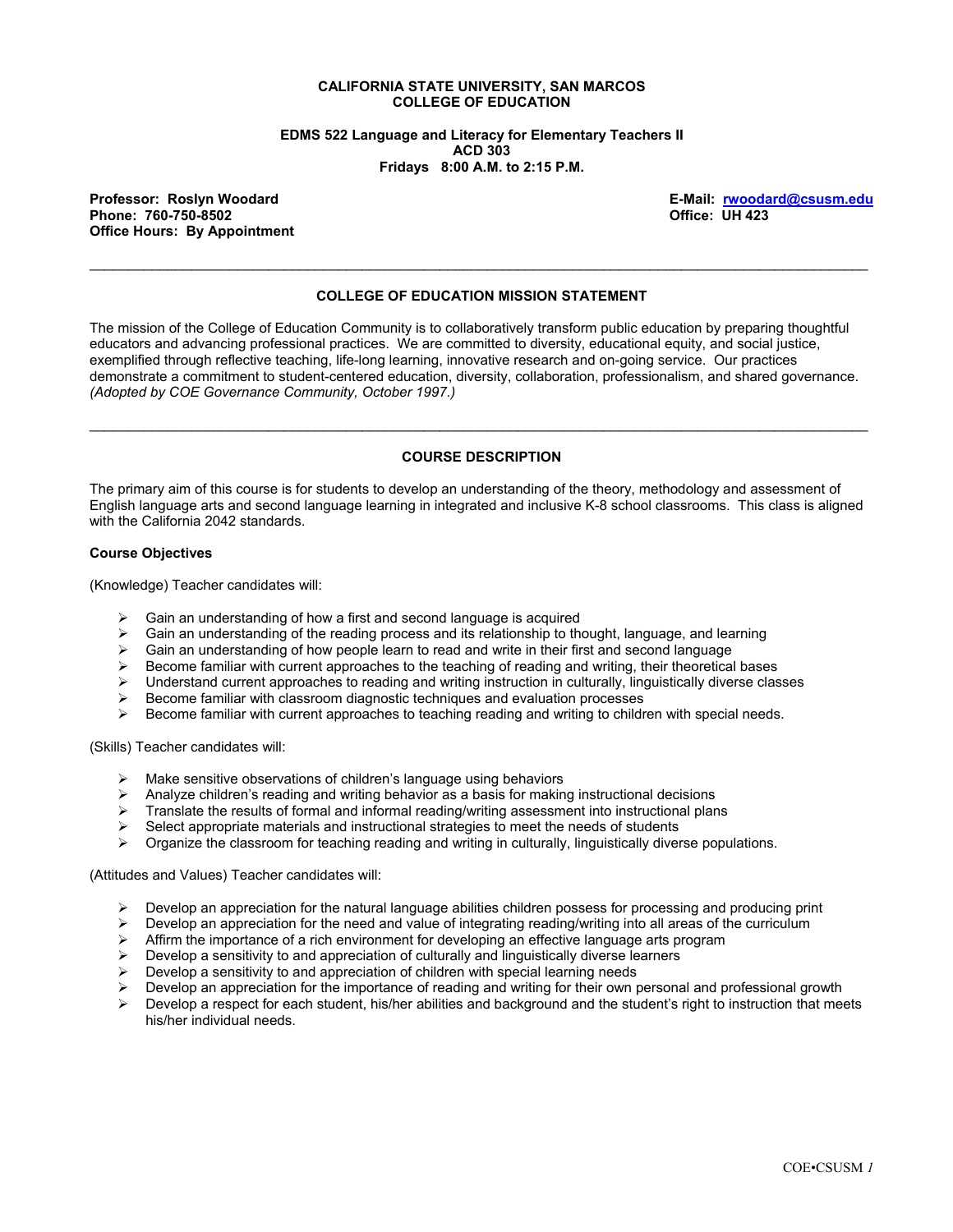**CALIFORNIA STATE UNIVERSITY, SAN MARCOS**
**COLLEGE OF EDUCATION**

**EDMS 522 Language and Literacy for Elementary Teachers II**
**ACD 303**
**Fridays 8:00 A.M. to 2:15 P.M.**

**Professor: Roslyn Woodard**
**Phone: 760-750-8502**
**Office Hours: By Appointment**

**E-Mail: rwoodard@csusm.edu**
**Office: UH 423**

---

## COLLEGE OF EDUCATION MISSION STATEMENT

The mission of the College of Education Community is to collaboratively transform public education by preparing thoughtful educators and advancing professional practices. We are committed to diversity, educational equity, and social justice, exemplified through reflective teaching, life-long learning, innovative research and on-going service. Our practices demonstrate a commitment to student-centered education, diversity, collaboration, professionalism, and shared governance. *(Adopted by COE Governance Community, October 1997.)*

---

## COURSE DESCRIPTION

The primary aim of this course is for students to develop an understanding of the theory, methodology and assessment of English language arts and second language learning in integrated and inclusive K-8 school classrooms. This class is aligned with the California 2042 standards.

### Course Objectives

(Knowledge) Teacher candidates will:

- Gain an understanding of how a first and second language is acquired
- Gain an understanding of the reading process and its relationship to thought, language, and learning
- Gain an understanding of how people learn to read and write in their first and second language
- Become familiar with current approaches to the teaching of reading and writing, their theoretical bases
- Understand current approaches to reading and writing instruction in culturally, linguistically diverse classes
- Become familiar with classroom diagnostic techniques and evaluation processes
- Become familiar with current approaches to teaching reading and writing to children with special needs.

(Skills) Teacher candidates will:

- Make sensitive observations of children's language using behaviors
- Analyze children's reading and writing behavior as a basis for making instructional decisions
- Translate the results of formal and informal reading/writing assessment into instructional plans
- Select appropriate materials and instructional strategies to meet the needs of students
- Organize the classroom for teaching reading and writing in culturally, linguistically diverse populations.

(Attitudes and Values) Teacher candidates will:

- Develop an appreciation for the natural language abilities children possess for processing and producing print
- Develop an appreciation for the need and value of integrating reading/writing into all areas of the curriculum
- Affirm the importance of a rich environment for developing an effective language arts program
- Develop a sensitivity to and appreciation of culturally and linguistically diverse learners
- Develop a sensitivity to and appreciation of children with special learning needs
- Develop an appreciation for the importance of reading and writing for their own personal and professional growth
- Develop a respect for each student, his/her abilities and background and the student's right to instruction that meets his/her individual needs.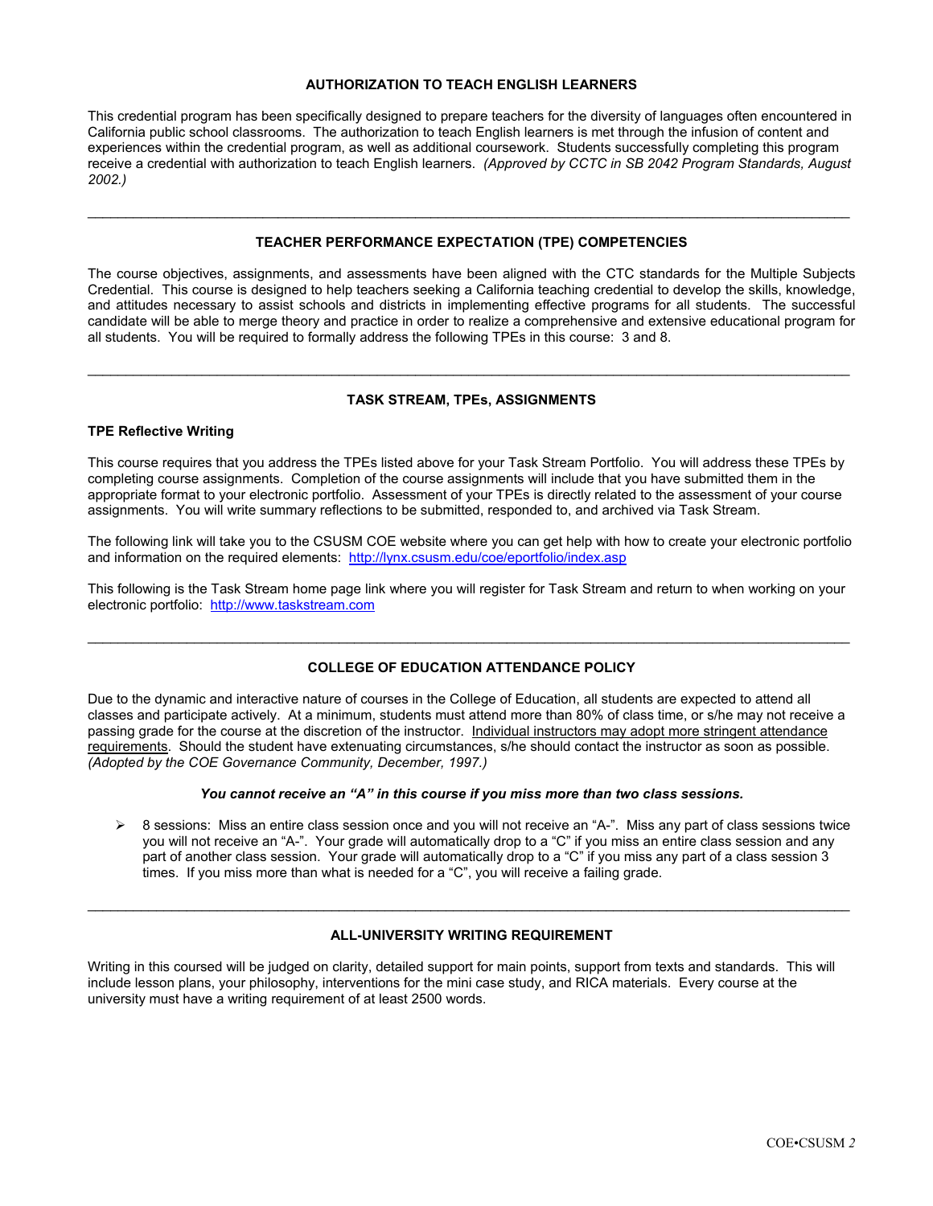## AUTHORIZATION TO TEACH ENGLISH LEARNERS

This credential program has been specifically designed to prepare teachers for the diversity of languages often encountered in California public school classrooms. The authorization to teach English learners is met through the infusion of content and experiences within the credential program, as well as additional coursework. Students successfully completing this program receive a credential with authorization to teach English learners. *(Approved by CCTC in SB 2042 Program Standards, August 2002.)*

---

## TEACHER PERFORMANCE EXPECTATION (TPE) COMPETENCIES

The course objectives, assignments, and assessments have been aligned with the CTC standards for the Multiple Subjects Credential. This course is designed to help teachers seeking a California teaching credential to develop the skills, knowledge, and attitudes necessary to assist schools and districts in implementing effective programs for all students. The successful candidate will be able to merge theory and practice in order to realize a comprehensive and extensive educational program for all students. You will be required to formally address the following TPEs in this course: 3 and 8.

---

## TASK STREAM, TPEs, ASSIGNMENTS

**TPE Reflective Writing**

This course requires that you address the TPEs listed above for your Task Stream Portfolio. You will address these TPEs by completing course assignments. Completion of the course assignments will include that you have submitted them in the appropriate format to your electronic portfolio. Assessment of your TPEs is directly related to the assessment of your course assignments. You will write summary reflections to be submitted, responded to, and archived via Task Stream.

The following link will take you to the CSUSM COE website where you can get help with how to create your electronic portfolio and information on the required elements: http://lynx.csusm.edu/coe/eportfolio/index.asp

This following is the Task Stream home page link where you will register for Task Stream and return to when working on your electronic portfolio: http://www.taskstream.com

---

## COLLEGE OF EDUCATION ATTENDANCE POLICY

Due to the dynamic and interactive nature of courses in the College of Education, all students are expected to attend all classes and participate actively. At a minimum, students must attend more than 80% of class time, or s/he may not receive a passing grade for the course at the discretion of the instructor. Individual instructors may adopt more stringent attendance requirements. Should the student have extenuating circumstances, s/he should contact the instructor as soon as possible. *(Adopted by the COE Governance Community, December, 1997.)*

***You cannot receive an "A" in this course if you miss more than two class sessions.***

- 8 sessions: Miss an entire class session once and you will not receive an "A-". Miss any part of class sessions twice you will not receive an "A-". Your grade will automatically drop to a "C" if you miss an entire class session and any part of another class session. Your grade will automatically drop to a "C" if you miss any part of a class session 3 times. If you miss more than what is needed for a "C", you will receive a failing grade.

---

## ALL-UNIVERSITY WRITING REQUIREMENT

Writing in this coursed will be judged on clarity, detailed support for main points, support from texts and standards. This will include lesson plans, your philosophy, interventions for the mini case study, and RICA materials. Every course at the university must have a writing requirement of at least 2500 words.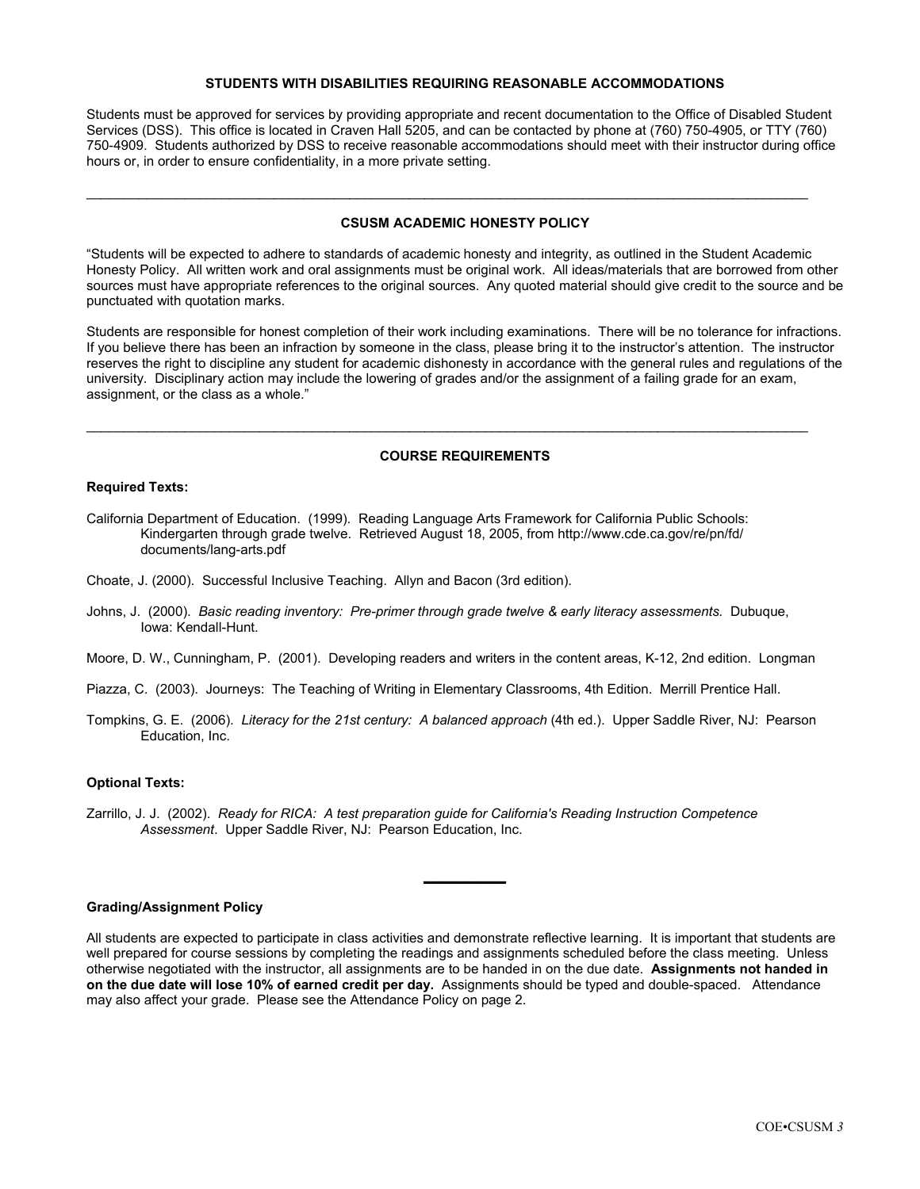## STUDENTS WITH DISABILITIES REQUIRING REASONABLE ACCOMMODATIONS

Students must be approved for services by providing appropriate and recent documentation to the Office of Disabled Student Services (DSS). This office is located in Craven Hall 5205, and can be contacted by phone at (760) 750-4905, or TTY (760) 750-4909. Students authorized by DSS to receive reasonable accommodations should meet with their instructor during office hours or, in order to ensure confidentiality, in a more private setting.

---

## CSUSM ACADEMIC HONESTY POLICY

"Students will be expected to adhere to standards of academic honesty and integrity, as outlined in the Student Academic Honesty Policy. All written work and oral assignments must be original work. All ideas/materials that are borrowed from other sources must have appropriate references to the original sources. Any quoted material should give credit to the source and be punctuated with quotation marks.

Students are responsible for honest completion of their work including examinations. There will be no tolerance for infractions. If you believe there has been an infraction by someone in the class, please bring it to the instructor's attention. The instructor reserves the right to discipline any student for academic dishonesty in accordance with the general rules and regulations of the university. Disciplinary action may include the lowering of grades and/or the assignment of a failing grade for an exam, assignment, or the class as a whole."

---

## COURSE REQUIREMENTS

**Required Texts:**

California Department of Education. (1999). Reading Language Arts Framework for California Public Schools: Kindergarten through grade twelve. Retrieved August 18, 2005, from http://www.cde.ca.gov/re/pn/fd/documents/lang-arts.pdf

Choate, J. (2000). Successful Inclusive Teaching. Allyn and Bacon (3rd edition).

Johns, J. (2000). *Basic reading inventory: Pre-primer through grade twelve & early literacy assessments.* Dubuque, Iowa: Kendall-Hunt.

Moore, D. W., Cunningham, P. (2001). Developing readers and writers in the content areas, K-12, 2nd edition. Longman

Piazza, C. (2003). Journeys: The Teaching of Writing in Elementary Classrooms, 4th Edition. Merrill Prentice Hall.

Tompkins, G. E. (2006). *Literacy for the 21st century: A balanced approach* (4th ed.). Upper Saddle River, NJ: Pearson Education, Inc.

**Optional Texts:**

Zarrillo, J. J. (2002). *Ready for RICA: A test preparation guide for California's Reading Instruction Competence Assessment*. Upper Saddle River, NJ: Pearson Education, Inc.

---

**Grading/Assignment Policy**

All students are expected to participate in class activities and demonstrate reflective learning. It is important that students are well prepared for course sessions by completing the readings and assignments scheduled before the class meeting. Unless otherwise negotiated with the instructor, all assignments are to be handed in on the due date. **Assignments not handed in on the due date will lose 10% of earned credit per day.** Assignments should be typed and double-spaced. Attendance may also affect your grade. Please see the Attendance Policy on page 2.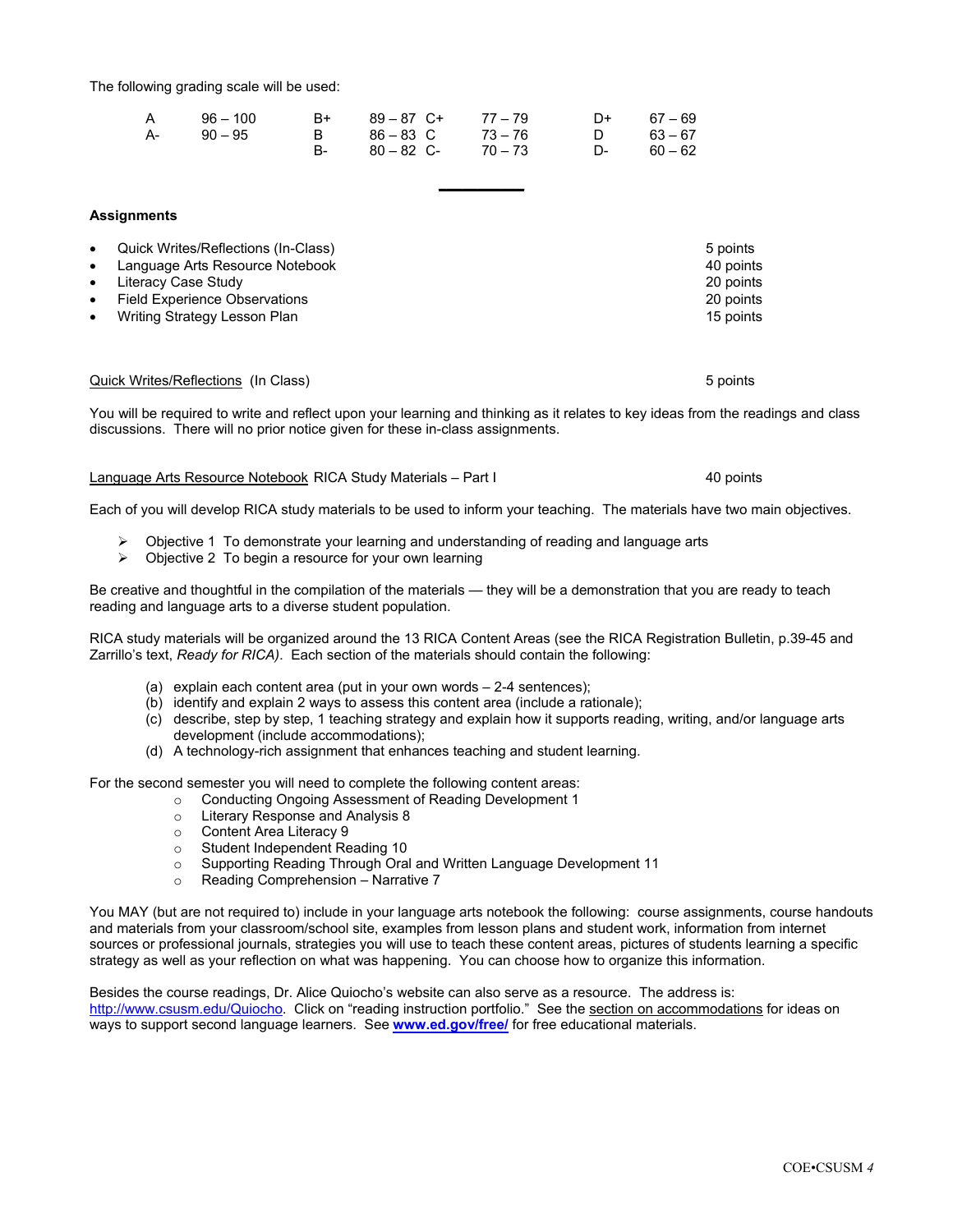The following grading scale will be used:

| | | | | | | | |
|---|---|---|---|---|---|---|---|
| A | 96 – 100 | B+ | 89 – 87 | C+ | 77 – 79 | D+ | 67 – 69 |
| A- | 90 – 95 | B | 86 – 83 | C | 73 – 76 | D | 63 – 67 |
| | | B- | 80 – 82 | C- | 70 – 73 | D- | 60 – 62 |

---

**Assignments**

- Quick Writes/Reflections (In-Class) — 5 points
- Language Arts Resource Notebook — 40 points
- Literacy Case Study — 20 points
- Field Experience Observations — 20 points
- Writing Strategy Lesson Plan — 15 points

Quick Writes/Reflections (In Class) — 5 points

You will be required to write and reflect upon your learning and thinking as it relates to key ideas from the readings and class discussions. There will no prior notice given for these in-class assignments.

Language Arts Resource Notebook RICA Study Materials – Part I — 40 points

Each of you will develop RICA study materials to be used to inform your teaching. The materials have two main objectives.

- Objective 1 To demonstrate your learning and understanding of reading and language arts
- Objective 2 To begin a resource for your own learning

Be creative and thoughtful in the compilation of the materials — they will be a demonstration that you are ready to teach reading and language arts to a diverse student population.

RICA study materials will be organized around the 13 RICA Content Areas (see the RICA Registration Bulletin, p.39-45 and Zarrillo's text, *Ready for RICA)*. Each section of the materials should contain the following:

(a) explain each content area (put in your own words – 2-4 sentences);
(b) identify and explain 2 ways to assess this content area (include a rationale);
(c) describe, step by step, 1 teaching strategy and explain how it supports reading, writing, and/or language arts development (include accommodations);
(d) A technology-rich assignment that enhances teaching and student learning.

For the second semester you will need to complete the following content areas:

- Conducting Ongoing Assessment of Reading Development 1
- Literary Response and Analysis 8
- Content Area Literacy 9
- Student Independent Reading 10
- Supporting Reading Through Oral and Written Language Development 11
- Reading Comprehension – Narrative 7

You MAY (but are not required to) include in your language arts notebook the following: course assignments, course handouts and materials from your classroom/school site, examples from lesson plans and student work, information from internet sources or professional journals, strategies you will use to teach these content areas, pictures of students learning a specific strategy as well as your reflection on what was happening. You can choose how to organize this information.

Besides the course readings, Dr. Alice Quiocho's website can also serve as a resource. The address is: http://www.csusm.edu/Quiocho. Click on "reading instruction portfolio." See the section on accommodations for ideas on ways to support second language learners. See **www.ed.gov/free/** for free educational materials.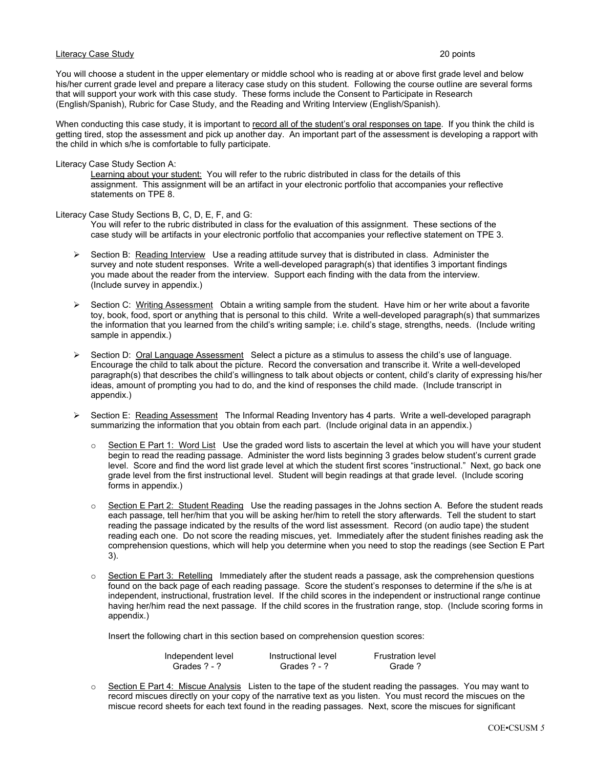Literacy Case Study 20 points

You will choose a student in the upper elementary or middle school who is reading at or above first grade level and below his/her current grade level and prepare a literacy case study on this student. Following the course outline are several forms that will support your work with this case study. These forms include the Consent to Participate in Research (English/Spanish), Rubric for Case Study, and the Reading and Writing Interview (English/Spanish).

When conducting this case study, it is important to record all of the student's oral responses on tape. If you think the child is getting tired, stop the assessment and pick up another day. An important part of the assessment is developing a rapport with the child in which s/he is comfortable to fully participate.

Literacy Case Study Section A:

Learning about your student: You will refer to the rubric distributed in class for the details of this assignment. This assignment will be an artifact in your electronic portfolio that accompanies your reflective statements on TPE 8.

Literacy Case Study Sections B, C, D, E, F, and G:

You will refer to the rubric distributed in class for the evaluation of this assignment. These sections of the case study will be artifacts in your electronic portfolio that accompanies your reflective statement on TPE 3.

- Section B: Reading Interview Use a reading attitude survey that is distributed in class. Administer the survey and note student responses. Write a well-developed paragraph(s) that identifies 3 important findings you made about the reader from the interview. Support each finding with the data from the interview. (Include survey in appendix.)
- Section C: Writing Assessment Obtain a writing sample from the student. Have him or her write about a favorite toy, book, food, sport or anything that is personal to this child. Write a well-developed paragraph(s) that summarizes the information that you learned from the child's writing sample; i.e. child's stage, strengths, needs. (Include writing sample in appendix.)
- Section D: Oral Language Assessment Select a picture as a stimulus to assess the child's use of language. Encourage the child to talk about the picture. Record the conversation and transcribe it. Write a well-developed paragraph(s) that describes the child's willingness to talk about objects or content, child's clarity of expressing his/her ideas, amount of prompting you had to do, and the kind of responses the child made. (Include transcript in appendix.)
- Section E: Reading Assessment The Informal Reading Inventory has 4 parts. Write a well-developed paragraph summarizing the information that you obtain from each part. (Include original data in an appendix.)
  - Section E Part 1: Word List Use the graded word lists to ascertain the level at which you will have your student begin to read the reading passage. Administer the word lists beginning 3 grades below student's current grade level. Score and find the word list grade level at which the student first scores "instructional." Next, go back one grade level from the first instructional level. Student will begin readings at that grade level. (Include scoring forms in appendix.)
  - Section E Part 2: Student Reading Use the reading passages in the Johns section A. Before the student reads each passage, tell her/him that you will be asking her/him to retell the story afterwards. Tell the student to start reading the passage indicated by the results of the word list assessment. Record (on audio tape) the student reading each one. Do not score the reading miscues, yet. Immediately after the student finishes reading ask the comprehension questions, which will help you determine when you need to stop the readings (see Section E Part 3).
  - Section E Part 3: Retelling Immediately after the student reads a passage, ask the comprehension questions found on the back page of each reading passage. Score the student's responses to determine if the s/he is at independent, instructional, frustration level. If the child scores in the independent or instructional range continue having her/him read the next passage. If the child scores in the frustration range, stop. (Include scoring forms in appendix.)

    Insert the following chart in this section based on comprehension question scores:

    | Independent level | Instructional level | Frustration level |
    |---|---|---|
    | Grades ? - ? | Grades ? - ? | Grade ? |

  - Section E Part 4: Miscue Analysis Listen to the tape of the student reading the passages. You may want to record miscues directly on your copy of the narrative text as you listen. You must record the miscues on the miscue record sheets for each text found in the reading passages. Next, score the miscues for significant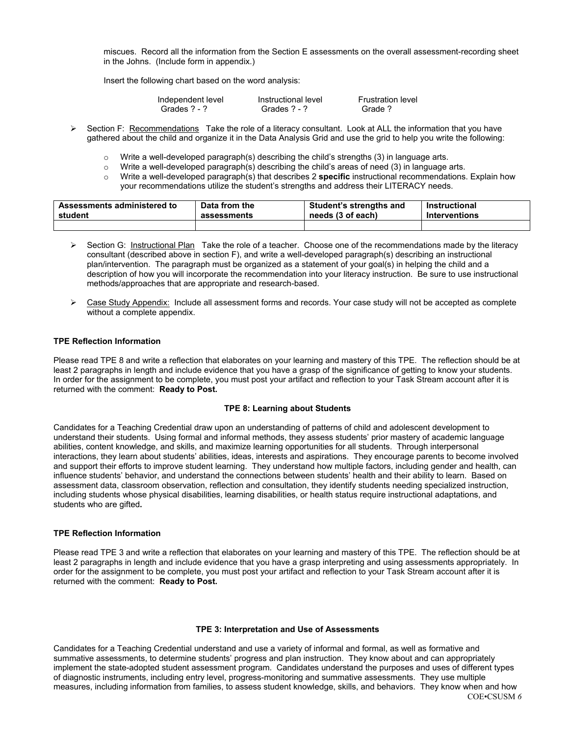miscues. Record all the information from the Section E assessments on the overall assessment-recording sheet in the Johns. (Include form in appendix.)

Insert the following chart based on the word analysis:

| Independent level | Instructional level | Frustration level |
|---|---|---|
| Grades ? - ? | Grades ? - ? | Grade ? |

- Section F: Recommendations Take the role of a literacy consultant. Look at ALL the information that you have gathered about the child and organize it in the Data Analysis Grid and use the grid to help you write the following:
  - Write a well-developed paragraph(s) describing the child's strengths (3) in language arts.
  - Write a well-developed paragraph(s) describing the child's areas of need (3) in language arts.
  - Write a well-developed paragraph(s) that describes 2 **specific** instructional recommendations. Explain how your recommendations utilize the student's strengths and address their LITERACY needs.

| Assessments administered to student | Data from the assessments | Student's strengths and needs (3 of each) | Instructional Interventions |
|---|---|---|---|
| | | | |

- Section G: Instructional Plan Take the role of a teacher. Choose one of the recommendations made by the literacy consultant (described above in section F), and write a well-developed paragraph(s) describing an instructional plan/intervention. The paragraph must be organized as a statement of your goal(s) in helping the child and a description of how you will incorporate the recommendation into your literacy instruction. Be sure to use instructional methods/approaches that are appropriate and research-based.

- Case Study Appendix: Include all assessment forms and records. Your case study will not be accepted as complete without a complete appendix.

**TPE Reflection Information**

Please read TPE 8 and write a reflection that elaborates on your learning and mastery of this TPE. The reflection should be at least 2 paragraphs in length and include evidence that you have a grasp of the significance of getting to know your students. In order for the assignment to be complete, you must post your artifact and reflection to your Task Stream account after it is returned with the comment: **Ready to Post.**

**TPE 8: Learning about Students**

Candidates for a Teaching Credential draw upon an understanding of patterns of child and adolescent development to understand their students. Using formal and informal methods, they assess students' prior mastery of academic language abilities, content knowledge, and skills, and maximize learning opportunities for all students. Through interpersonal interactions, they learn about students' abilities, ideas, interests and aspirations. They encourage parents to become involved and support their efforts to improve student learning. They understand how multiple factors, including gender and health, can influence students' behavior, and understand the connections between students' health and their ability to learn. Based on assessment data, classroom observation, reflection and consultation, they identify students needing specialized instruction, including students whose physical disabilities, learning disabilities, or health status require instructional adaptations, and students who are gifted**.**

**TPE Reflection Information**

Please read TPE 3 and write a reflection that elaborates on your learning and mastery of this TPE. The reflection should be at least 2 paragraphs in length and include evidence that you have a grasp interpreting and using assessments appropriately. In order for the assignment to be complete, you must post your artifact and reflection to your Task Stream account after it is returned with the comment: **Ready to Post.**

**TPE 3: Interpretation and Use of Assessments**

Candidates for a Teaching Credential understand and use a variety of informal and formal, as well as formative and summative assessments, to determine students' progress and plan instruction. They know about and can appropriately implement the state-adopted student assessment program. Candidates understand the purposes and uses of different types of diagnostic instruments, including entry level, progress-monitoring and summative assessments. They use multiple measures, including information from families, to assess student knowledge, skills, and behaviors. They know when and how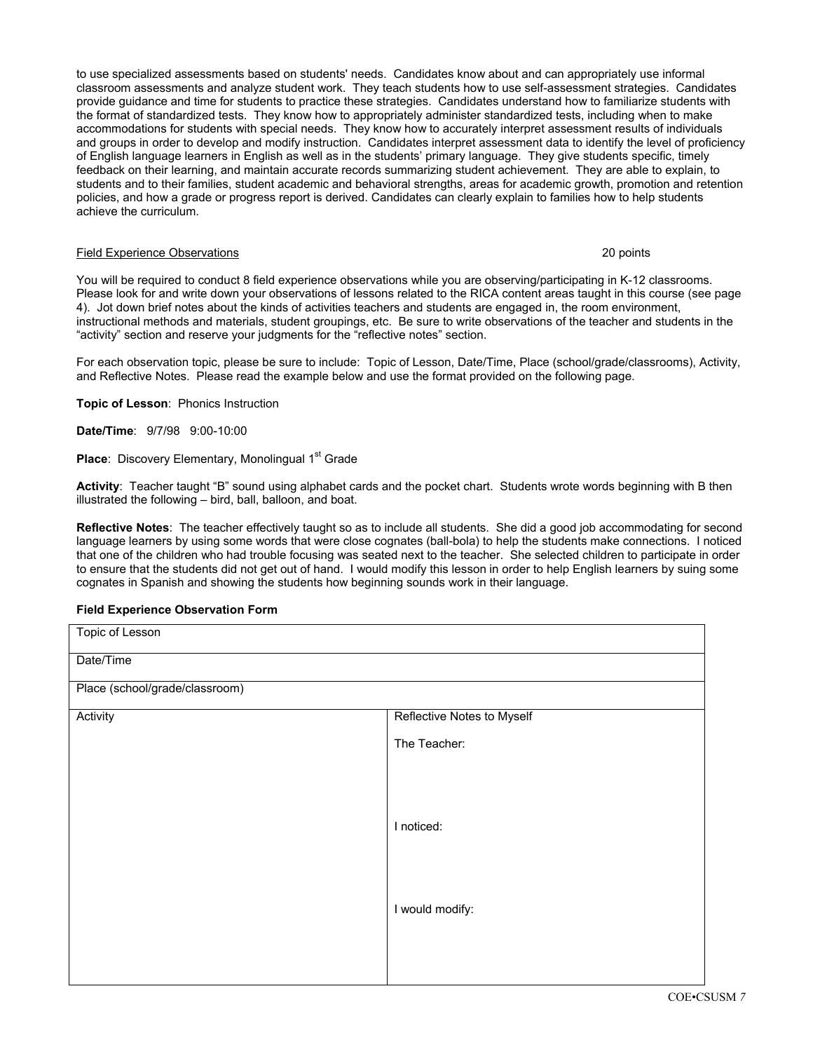to use specialized assessments based on students' needs. Candidates know about and can appropriately use informal classroom assessments and analyze student work. They teach students how to use self-assessment strategies. Candidates provide guidance and time for students to practice these strategies. Candidates understand how to familiarize students with the format of standardized tests. They know how to appropriately administer standardized tests, including when to make accommodations for students with special needs. They know how to accurately interpret assessment results of individuals and groups in order to develop and modify instruction. Candidates interpret assessment data to identify the level of proficiency of English language learners in English as well as in the students' primary language. They give students specific, timely feedback on their learning, and maintain accurate records summarizing student achievement. They are able to explain, to students and to their families, student academic and behavioral strengths, areas for academic growth, promotion and retention policies, and how a grade or progress report is derived. Candidates can clearly explain to families how to help students achieve the curriculum.

Field Experience Observations — 20 points

You will be required to conduct 8 field experience observations while you are observing/participating in K-12 classrooms. Please look for and write down your observations of lessons related to the RICA content areas taught in this course (see page 4). Jot down brief notes about the kinds of activities teachers and students are engaged in, the room environment, instructional methods and materials, student groupings, etc. Be sure to write observations of the teacher and students in the "activity" section and reserve your judgments for the "reflective notes" section.

For each observation topic, please be sure to include: Topic of Lesson, Date/Time, Place (school/grade/classrooms), Activity, and Reflective Notes. Please read the example below and use the format provided on the following page.

**Topic of Lesson**: Phonics Instruction

**Date/Time**: 9/7/98 9:00-10:00

**Place**: Discovery Elementary, Monolingual 1st Grade

**Activity**: Teacher taught "B" sound using alphabet cards and the pocket chart. Students wrote words beginning with B then illustrated the following – bird, ball, balloon, and boat.

**Reflective Notes**: The teacher effectively taught so as to include all students. She did a good job accommodating for second language learners by using some words that were close cognates (ball-bola) to help the students make connections. I noticed that one of the children who had trouble focusing was seated next to the teacher. She selected children to participate in order to ensure that the students did not get out of hand. I would modify this lesson in order to help English learners by suing some cognates in Spanish and showing the students how beginning sounds work in their language.

**Field Experience Observation Form**

| Topic of Lesson | |
|---|---|
| Date/Time | |
| Place (school/grade/classroom) | |
| Activity | Reflective Notes to Myself<br><br>The Teacher:<br><br><br><br>I noticed:<br><br><br><br>I would modify: |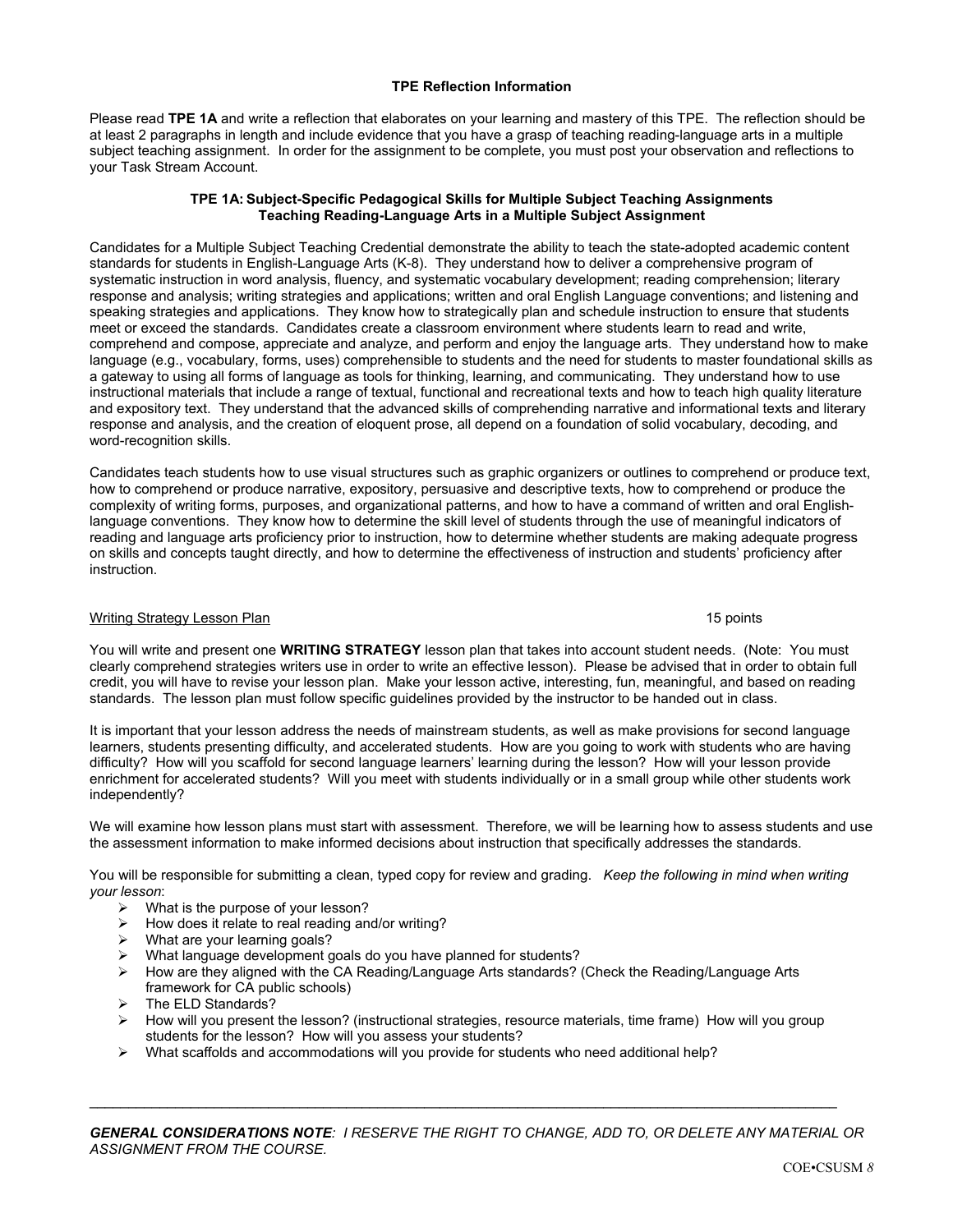### TPE Reflection Information

Please read **TPE 1A** and write a reflection that elaborates on your learning and mastery of this TPE. The reflection should be at least 2 paragraphs in length and include evidence that you have a grasp of teaching reading-language arts in a multiple subject teaching assignment. In order for the assignment to be complete, you must post your observation and reflections to your Task Stream Account.

#### TPE 1A: Subject-Specific Pedagogical Skills for Multiple Subject Teaching Assignments
#### Teaching Reading-Language Arts in a Multiple Subject Assignment

Candidates for a Multiple Subject Teaching Credential demonstrate the ability to teach the state-adopted academic content standards for students in English-Language Arts (K-8). They understand how to deliver a comprehensive program of systematic instruction in word analysis, fluency, and systematic vocabulary development; reading comprehension; literary response and analysis; writing strategies and applications; written and oral English Language conventions; and listening and speaking strategies and applications. They know how to strategically plan and schedule instruction to ensure that students meet or exceed the standards. Candidates create a classroom environment where students learn to read and write, comprehend and compose, appreciate and analyze, and perform and enjoy the language arts. They understand how to make language (e.g., vocabulary, forms, uses) comprehensible to students and the need for students to master foundational skills as a gateway to using all forms of language as tools for thinking, learning, and communicating. They understand how to use instructional materials that include a range of textual, functional and recreational texts and how to teach high quality literature and expository text. They understand that the advanced skills of comprehending narrative and informational texts and literary response and analysis, and the creation of eloquent prose, all depend on a foundation of solid vocabulary, decoding, and word-recognition skills.

Candidates teach students how to use visual structures such as graphic organizers or outlines to comprehend or produce text, how to comprehend or produce narrative, expository, persuasive and descriptive texts, how to comprehend or produce the complexity of writing forms, purposes, and organizational patterns, and how to have a command of written and oral English-language conventions. They know how to determine the skill level of students through the use of meaningful indicators of reading and language arts proficiency prior to instruction, how to determine whether students are making adequate progress on skills and concepts taught directly, and how to determine the effectiveness of instruction and students' proficiency after instruction.

<u>Writing Strategy Lesson Plan</u> 15 points

You will write and present one **WRITING STRATEGY** lesson plan that takes into account student needs. (Note: You must clearly comprehend strategies writers use in order to write an effective lesson). Please be advised that in order to obtain full credit, you will have to revise your lesson plan. Make your lesson active, interesting, fun, meaningful, and based on reading standards. The lesson plan must follow specific guidelines provided by the instructor to be handed out in class.

It is important that your lesson address the needs of mainstream students, as well as make provisions for second language learners, students presenting difficulty, and accelerated students. How are you going to work with students who are having difficulty? How will you scaffold for second language learners' learning during the lesson? How will your lesson provide enrichment for accelerated students? Will you meet with students individually or in a small group while other students work independently?

We will examine how lesson plans must start with assessment. Therefore, we will be learning how to assess students and use the assessment information to make informed decisions about instruction that specifically addresses the standards.

You will be responsible for submitting a clean, typed copy for review and grading. *Keep the following in mind when writing your lesson*:

- What is the purpose of your lesson?
- How does it relate to real reading and/or writing?
- What are your learning goals?
- What language development goals do you have planned for students?
- How are they aligned with the CA Reading/Language Arts standards? (Check the Reading/Language Arts framework for CA public schools)
- The ELD Standards?
- How will you present the lesson? (instructional strategies, resource materials, time frame) How will you group students for the lesson? How will you assess your students?
- What scaffolds and accommodations will you provide for students who need additional help?

---

***GENERAL CONSIDERATIONS NOTE**: I RESERVE THE RIGHT TO CHANGE, ADD TO, OR DELETE ANY MATERIAL OR ASSIGNMENT FROM THE COURSE.*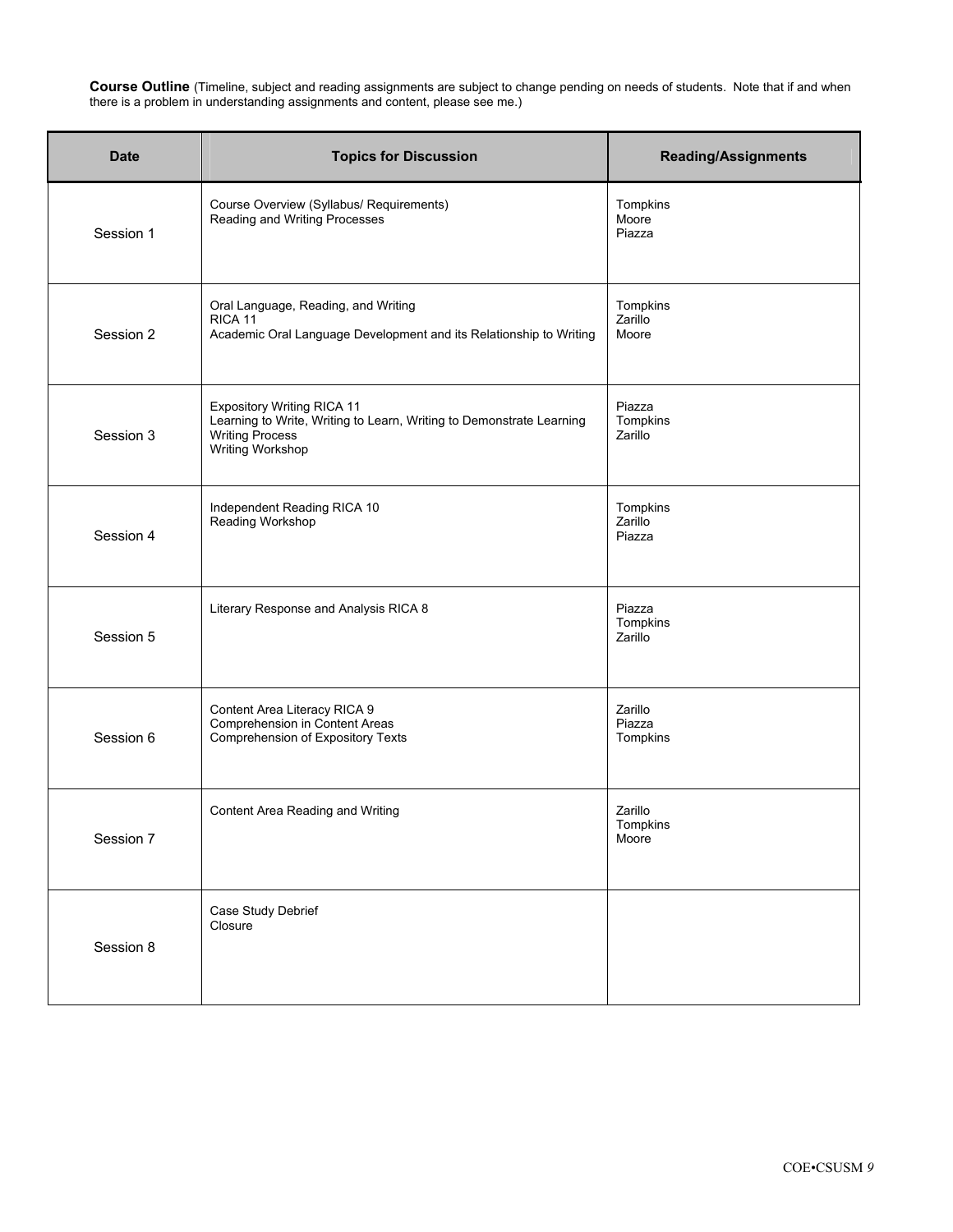**Course Outline** (Timeline, subject and reading assignments are subject to change pending on needs of students. Note that if and when there is a problem in understanding assignments and content, please see me.)

| Date | Topics for Discussion | Reading/Assignments |
|---|---|---|
| Session 1 | Course Overview (Syllabus/ Requirements)<br>Reading and Writing Processes | Tompkins<br>Moore<br>Piazza |
| Session 2 | Oral Language, Reading, and Writing<br>RICA 11<br>Academic Oral Language Development and its Relationship to Writing | Tompkins<br>Zarillo<br>Moore |
| Session 3 | Expository Writing RICA 11<br>Learning to Write, Writing to Learn, Writing to Demonstrate Learning<br>Writing Process<br>Writing Workshop | Piazza<br>Tompkins<br>Zarillo |
| Session 4 | Independent Reading RICA 10<br>Reading Workshop | Tompkins<br>Zarillo<br>Piazza |
| Session 5 | Literary Response and Analysis RICA 8 | Piazza<br>Tompkins<br>Zarillo |
| Session 6 | Content Area Literacy RICA 9<br>Comprehension in Content Areas<br>Comprehension of Expository Texts | Zarillo<br>Piazza<br>Tompkins |
| Session 7 | Content Area Reading and Writing | Zarillo<br>Tompkins<br>Moore |
| Session 8 | Case Study Debrief<br>Closure | |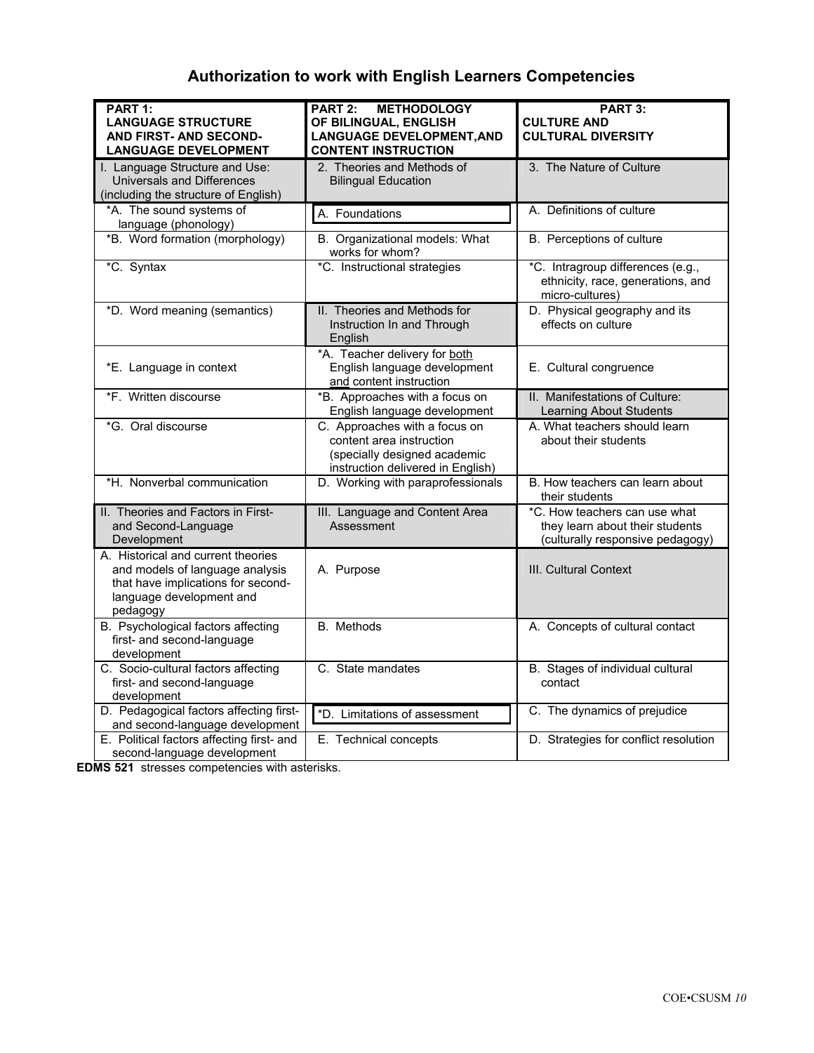# Authorization to work with English Learners Competencies

| PART 1: LANGUAGE STRUCTURE AND FIRST- AND SECOND-LANGUAGE DEVELOPMENT | PART 2: METHODOLOGY OF BILINGUAL, ENGLISH LANGUAGE DEVELOPMENT,AND CONTENT INSTRUCTION | PART 3: CULTURE AND CULTURAL DIVERSITY |
|---|---|---|
| I. Language Structure and Use: Universals and Differences (including the structure of English) | 2. Theories and Methods of Bilingual Education | 3. The Nature of Culture |
| *A. The sound systems of language (phonology) | A. Foundations | A. Definitions of culture |
| *B. Word formation (morphology) | B. Organizational models: What works for whom? | B. Perceptions of culture |
| *C. Syntax | *C. Instructional strategies | *C. Intragroup differences (e.g., ethnicity, race, generations, and micro-cultures) |
| *D. Word meaning (semantics) | II. Theories and Methods for Instruction In and Through English | D. Physical geography and its effects on culture |
| *E. Language in context | *A. Teacher delivery for both English language development and content instruction | E. Cultural congruence |
| *F. Written discourse | *B. Approaches with a focus on English language development | II. Manifestations of Culture: Learning About Students |
| *G. Oral discourse | C. Approaches with a focus on content area instruction (specially designed academic instruction delivered in English) | A. What teachers should learn about their students |
| *H. Nonverbal communication | D. Working with paraprofessionals | B. How teachers can learn about their students |
| II. Theories and Factors in First- and Second-Language Development | III. Language and Content Area Assessment | *C. How teachers can use what they learn about their students (culturally responsive pedagogy) |
| A. Historical and current theories and models of language analysis that have implications for second-language development and pedagogy | A. Purpose | III. Cultural Context |
| B. Psychological factors affecting first- and second-language development | B. Methods | A. Concepts of cultural contact |
| C. Socio-cultural factors affecting first- and second-language development | C. State mandates | B. Stages of individual cultural contact |
| D. Pedagogical factors affecting first- and second-language development | *D. Limitations of assessment | C. The dynamics of prejudice |
| E. Political factors affecting first- and second-language development | E. Technical concepts | D. Strategies for conflict resolution |

**EDMS 521** stresses competencies with asterisks.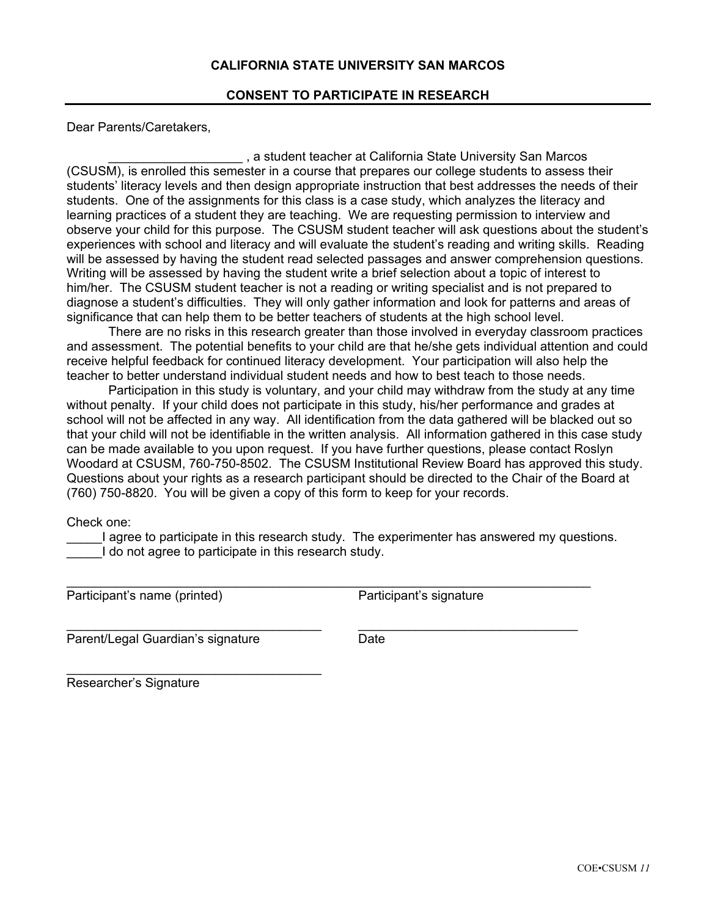**CALIFORNIA STATE UNIVERSITY SAN MARCOS**

**CONSENT TO PARTICIPATE IN RESEARCH**

Dear Parents/Caretakers,

___________________ , a student teacher at California State University San Marcos (CSUSM), is enrolled this semester in a course that prepares our college students to assess their students' literacy levels and then design appropriate instruction that best addresses the needs of their students. One of the assignments for this class is a case study, which analyzes the literacy and learning practices of a student they are teaching. We are requesting permission to interview and observe your child for this purpose. The CSUSM student teacher will ask questions about the student's experiences with school and literacy and will evaluate the student's reading and writing skills. Reading will be assessed by having the student read selected passages and answer comprehension questions. Writing will be assessed by having the student write a brief selection about a topic of interest to him/her. The CSUSM student teacher is not a reading or writing specialist and is not prepared to diagnose a student's difficulties. They will only gather information and look for patterns and areas of significance that can help them to be better teachers of students at the high school level.

There are no risks in this research greater than those involved in everyday classroom practices and assessment. The potential benefits to your child are that he/she gets individual attention and could receive helpful feedback for continued literacy development. Your participation will also help the teacher to better understand individual student needs and how to best teach to those needs.

Participation in this study is voluntary, and your child may withdraw from the study at any time without penalty. If your child does not participate in this study, his/her performance and grades at school will not be affected in any way. All identification from the data gathered will be blacked out so that your child will not be identifiable in the written analysis. All information gathered in this case study can be made available to you upon request. If you have further questions, please contact Roslyn Woodard at CSUSM, 760-750-8502. The CSUSM Institutional Review Board has approved this study. Questions about your rights as a research participant should be directed to the Chair of the Board at (760) 750-8820. You will be given a copy of this form to keep for your records.

Check one:

_____I agree to participate in this research study. The experimenter has answered my questions.
_____I do not agree to participate in this research study.

_______________________________________ _______________________________________
Participant's name (printed) Participant's signature

_______________________________________ _______________________________________
Parent/Legal Guardian's signature Date

_______________________________________
Researcher's Signature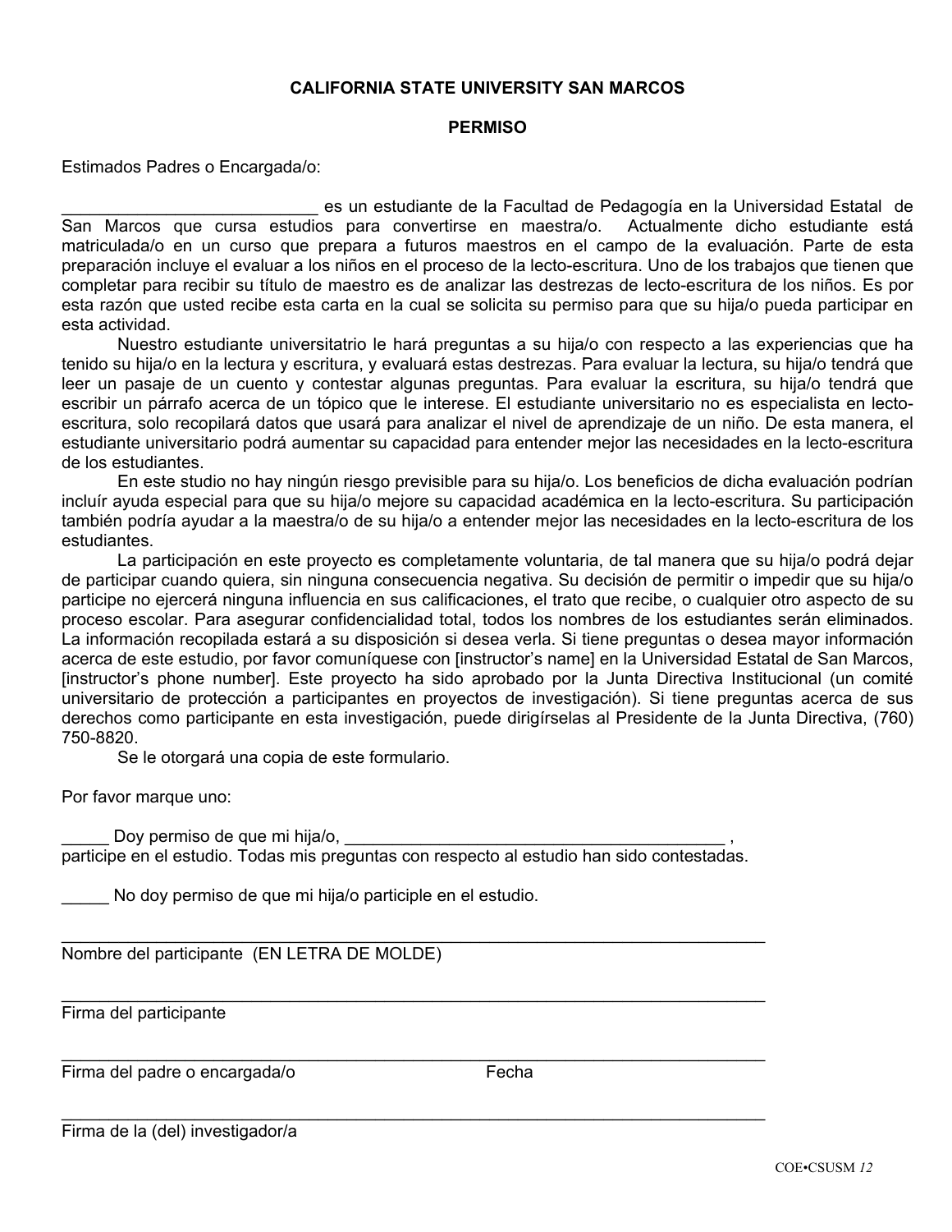**CALIFORNIA STATE UNIVERSITY SAN MARCOS**

**PERMISO**

Estimados Padres o Encargada/o:

___________________________ es un estudiante de la Facultad de Pedagogía en la Universidad Estatal de San Marcos que cursa estudios para convertirse en maestra/o. Actualmente dicho estudiante está matriculada/o en un curso que prepara a futuros maestros en el campo de la evaluación. Parte de esta preparación incluye el evaluar a los niños en el proceso de la lecto-escritura. Uno de los trabajos que tienen que completar para recibir su título de maestro es de analizar las destrezas de lecto-escritura de los niños. Es por esta razón que usted recibe esta carta en la cual se solicita su permiso para que su hija/o pueda participar en esta actividad.

Nuestro estudiante universitatrio le hará preguntas a su hija/o con respecto a las experiencias que ha tenido su hija/o en la lectura y escritura, y evaluará estas destrezas. Para evaluar la lectura, su hija/o tendrá que leer un pasaje de un cuento y contestar algunas preguntas. Para evaluar la escritura, su hija/o tendrá que escribir un párrafo acerca de un tópico que le interese. El estudiante universitario no es especialista en lecto-escritura, solo recopilará datos que usará para analizar el nivel de aprendizaje de un niño. De esta manera, el estudiante universitario podrá aumentar su capacidad para entender mejor las necesidades en la lecto-escritura de los estudiantes.

En este studio no hay ningún riesgo previsible para su hija/o. Los beneficios de dicha evaluación podrían incluír ayuda especial para que su hija/o mejore su capacidad académica en la lecto-escritura. Su participación también podría ayudar a la maestra/o de su hija/o a entender mejor las necesidades en la lecto-escritura de los estudiantes.

La participación en este proyecto es completamente voluntaria, de tal manera que su hija/o podrá dejar de participar cuando quiera, sin ninguna consecuencia negativa. Su decisión de permitir o impedir que su hija/o participe no ejercerá ninguna influencia en sus calificaciones, el trato que recibe, o cualquier otro aspecto de su proceso escolar. Para asegurar confidencialidad total, todos los nombres de los estudiantes serán eliminados. La información recopilada estará a su disposición si desea verla. Si tiene preguntas o desea mayor información acerca de este estudio, por favor comuníquese con [instructor's name] en la Universidad Estatal de San Marcos, [instructor's phone number]. Este proyecto ha sido aprobado por la Junta Directiva Institucional (un comité universitario de protección a participantes en proyectos de investigación). Si tiene preguntas acerca de sus derechos como participante en esta investigación, puede dirigírselas al Presidente de la Junta Directiva, (760) 750-8820.

Se le otorgará una copia de este formulario.

Por favor marque uno:

_____ Doy permiso de que mi hija/o, __________________________________________ , participe en el estudio. Todas mis preguntas con respecto al estudio han sido contestadas.

_____ No doy permiso de que mi hija/o participle en el estudio.

______________________________________________________________________________
Nombre del participante (EN LETRA DE MOLDE)

______________________________________________________________________________
Firma del participante

______________________________________________________________________________
Firma del padre o encargada/o                                        Fecha

______________________________________________________________________________
Firma de la (del) investigador/a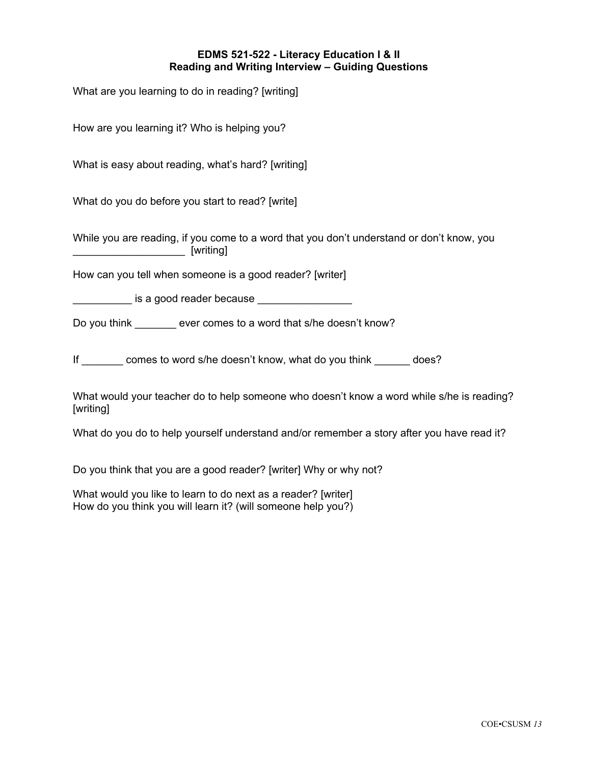## EDMS 521-522 - Literacy Education I & II
## Reading and Writing Interview – Guiding Questions

What are you learning to do in reading? [writing]

How are you learning it? Who is helping you?

What is easy about reading, what's hard? [writing]

What do you do before you start to read? [write]

While you are reading, if you come to a word that you don't understand or don't know, you ___________________ [writing]

How can you tell when someone is a good reader? [writer]

__________ is a good reader because ________________

Do you think _______ ever comes to a word that s/he doesn't know?

If _______ comes to word s/he doesn't know, what do you think ______ does?

What would your teacher do to help someone who doesn't know a word while s/he is reading? [writing]

What do you do to help yourself understand and/or remember a story after you have read it?

Do you think that you are a good reader? [writer] Why or why not?

What would you like to learn to do next as a reader? [writer]
How do you think you will learn it? (will someone help you?)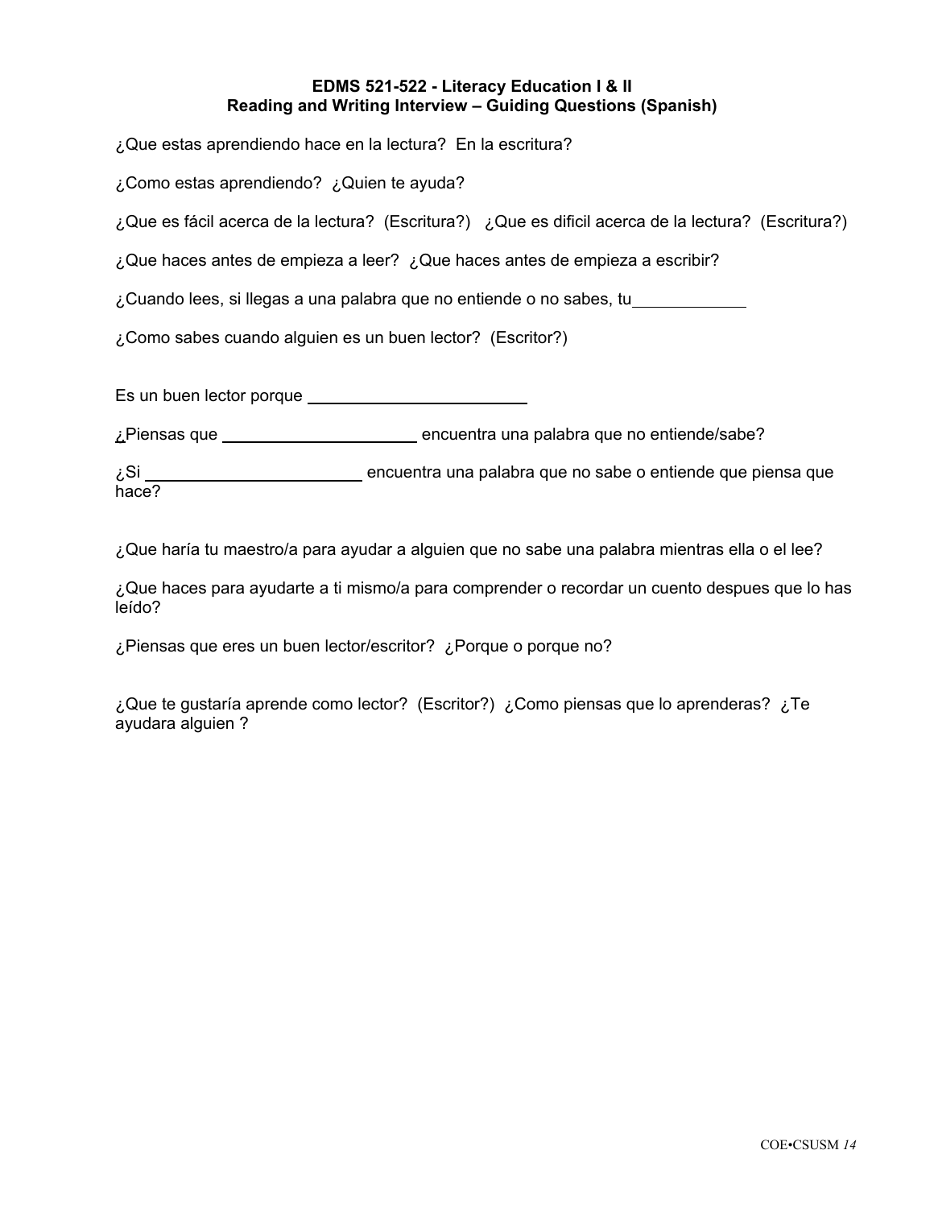**EDMS 521-522 - Literacy Education I & II**
**Reading and Writing Interview – Guiding Questions (Spanish)**

¿Que estas aprendiendo hace en la lectura? En la escritura?

¿Como estas aprendiendo? ¿Quien te ayuda?

¿Que es fácil acerca de la lectura? (Escritura?) ¿Que es dificil acerca de la lectura? (Escritura?)

¿Que haces antes de empieza a leer? ¿Que haces antes de empieza a escribir?

¿Cuando lees, si llegas a una palabra que no entiende o no sabes, tu____________

¿Como sabes cuando alguien es un buen lector? (Escritor?)

Es un buen lector porque ________________________

¿Piensas que ____________________ encuentra una palabra que no entiende/sabe?

¿Si ________________________ encuentra una palabra que no sabe o entiende que piensa que hace?

¿Que haría tu maestro/a para ayudar a alguien que no sabe una palabra mientras ella o el lee?

¿Que haces para ayudarte a ti mismo/a para comprender o recordar un cuento despues que lo has leído?

¿Piensas que eres un buen lector/escritor? ¿Porque o porque no?

¿Que te gustaría aprende como lector? (Escritor?) ¿Como piensas que lo aprenderas? ¿Te ayudara alguien ?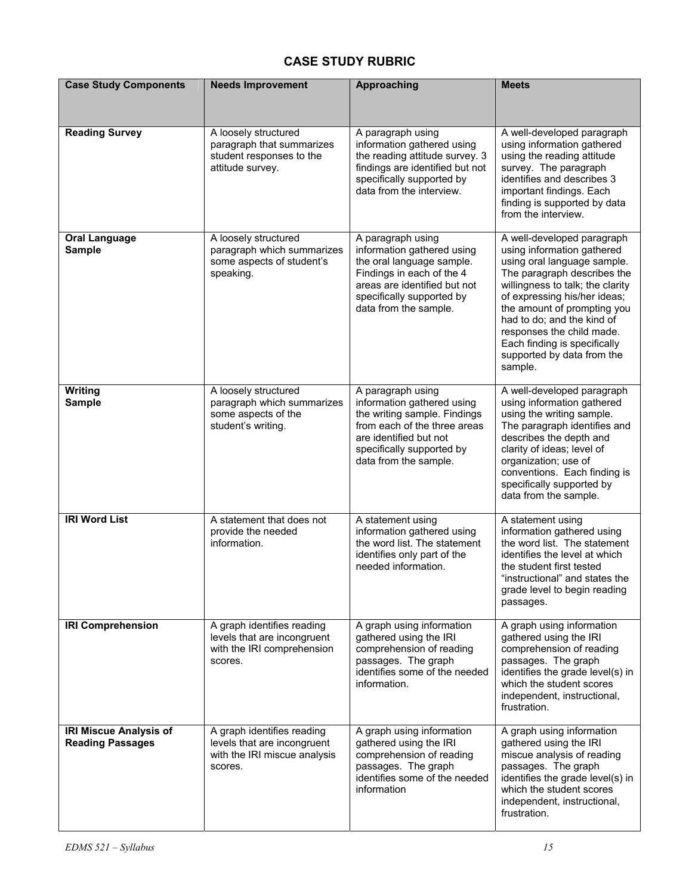## CASE STUDY RUBRIC

| Case Study Components | Needs Improvement | Approaching | Meets |
|---|---|---|---|
| **Reading Survey** | A loosely structured paragraph that summarizes student responses to the attitude survey. | A paragraph using information gathered using the reading attitude survey. 3 findings are identified but not specifically supported by data from the interview. | A well-developed paragraph using information gathered using the reading attitude survey. The paragraph identifies and describes 3 important findings. Each finding is supported by data from the interview. |
| **Oral Language Sample** | A loosely structured paragraph which summarizes some aspects of student's speaking. | A paragraph using information gathered using the oral language sample. Findings in each of the 4 areas are identified but not specifically supported by data from the sample. | A well-developed paragraph using information gathered using oral language sample. The paragraph describes the willingness to talk; the clarity of expressing his/her ideas; the amount of prompting you had to do; and the kind of responses the child made. Each finding is specifically supported by data from the sample. |
| **Writing Sample** | A loosely structured paragraph which summarizes some aspects of the student's writing. | A paragraph using information gathered using the writing sample. Findings from each of the three areas are identified but not specifically supported by data from the sample. | A well-developed paragraph using information gathered using the writing sample. The paragraph identifies and describes the depth and clarity of ideas; level of organization; use of conventions. Each finding is specifically supported by data from the sample. |
| **IRI Word List** | A statement that does not provide the needed information. | A statement using information gathered using the word list. The statement identifies only part of the needed information. | A statement using information gathered using the word list. The statement identifies the level at which the student first tested "instructional" and states the grade level to begin reading passages. |
| **IRI Comprehension** | A graph identifies reading levels that are incongruent with the IRI comprehension scores. | A graph using information gathered using the IRI comprehension of reading passages. The graph identifies some of the needed information. | A graph using information gathered using the IRI comprehension of reading passages. The graph identifies the grade level(s) in which the student scores independent, instructional, frustration. |
| **IRI Miscue Analysis of Reading Passages** | A graph identifies reading levels that are incongruent with the IRI miscue analysis scores. | A graph using information gathered using the IRI comprehension of reading passages. The graph identifies some of the needed information | A graph using information gathered using the IRI miscue analysis of reading passages. The graph identifies the grade level(s) in which the student scores independent, instructional, frustration. |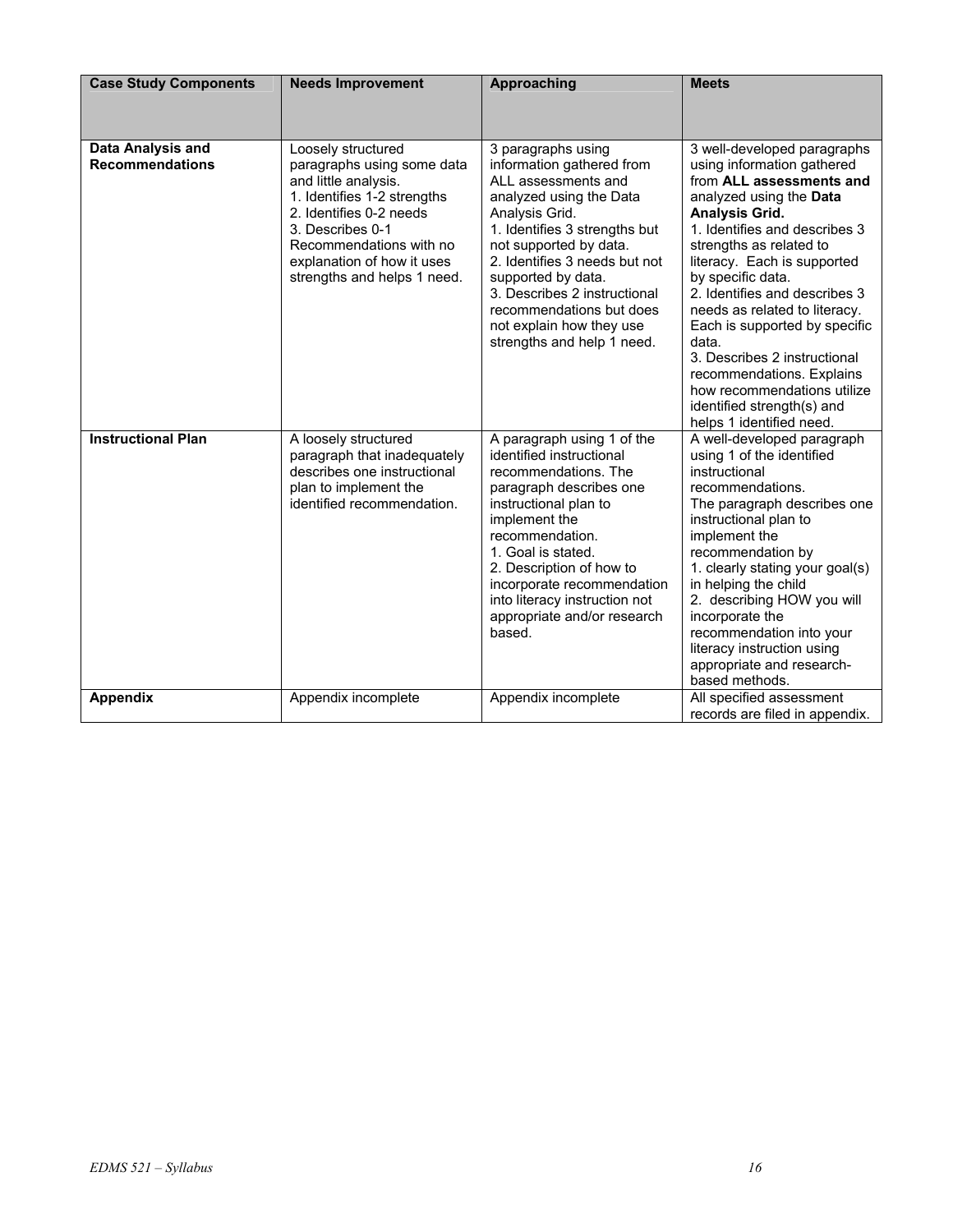| **Case Study Components** | **Needs Improvement** | **Approaching** | **Meets** |
|---|---|---|---|
| **Data Analysis and Recommendations** | Loosely structured paragraphs using some data and little analysis.<br>1. Identifies 1-2 strengths<br>2. Identifies 0-2 needs<br>3. Describes 0-1 Recommendations with no explanation of how it uses strengths and helps 1 need. | 3 paragraphs using information gathered from ALL assessments and analyzed using the Data Analysis Grid.<br>1. Identifies 3 strengths but not supported by data.<br>2. Identifies 3 needs but not supported by data.<br>3. Describes 2 instructional recommendations but does not explain how they use strengths and help 1 need. | 3 well-developed paragraphs using information gathered from **ALL assessments and** analyzed using the **Data Analysis Grid.**<br>1. Identifies and describes 3 strengths as related to literacy. Each is supported by specific data.<br>2. Identifies and describes 3 needs as related to literacy. Each is supported by specific data.<br>3. Describes 2 instructional recommendations. Explains how recommendations utilize identified strength(s) and helps 1 identified need. |
| **Instructional Plan** | A loosely structured paragraph that inadequately describes one instructional plan to implement the identified recommendation. | A paragraph using 1 of the identified instructional recommendations. The paragraph describes one instructional plan to implement the recommendation.<br>1. Goal is stated.<br>2. Description of how to incorporate recommendation into literacy instruction not appropriate and/or research based. | A well-developed paragraph using 1 of the identified instructional recommendations.<br>The paragraph describes one instructional plan to implement the recommendation by<br>1. clearly stating your goal(s) in helping the child<br>2. describing HOW you will incorporate the recommendation into your literacy instruction using appropriate and research-based methods. |
| **Appendix** | Appendix incomplete | Appendix incomplete | All specified assessment records are filed in appendix. |